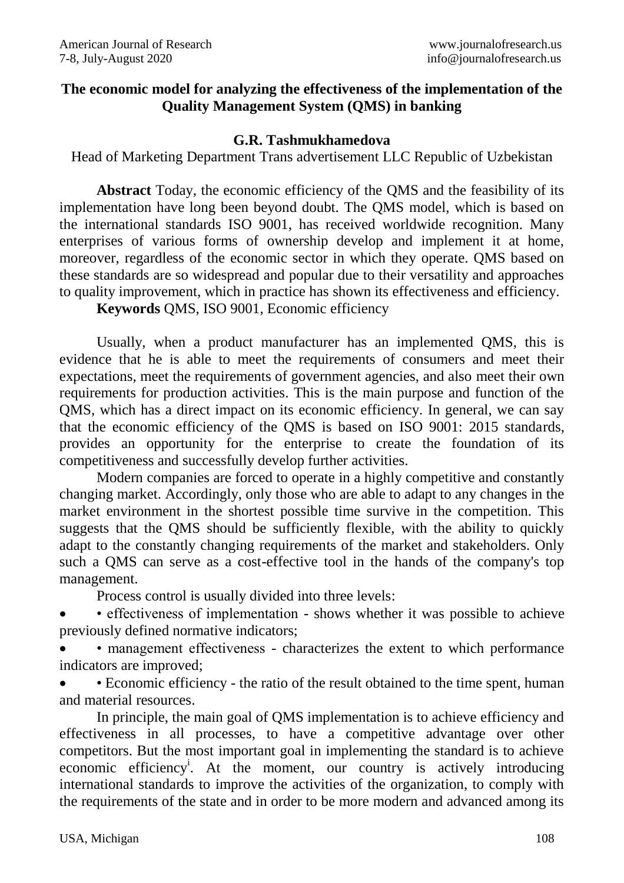# The economic model for analyzing the effectiveness of the implementation of the Quality Management System (QMS) in banking

**G.R. Tashmukhamedova**

Head of Marketing Department Trans advertisement LLC Republic of Uzbekistan

**Abstract** Today, the economic efficiency of the QMS and the feasibility of its implementation have long been beyond doubt. The QMS model, which is based on the international standards ISO 9001, has received worldwide recognition. Many enterprises of various forms of ownership develop and implement it at home, moreover, regardless of the economic sector in which they operate. QMS based on these standards are so widespread and popular due to their versatility and approaches to quality improvement, which in practice has shown its effectiveness and efficiency.

**Keywords** QMS, ISO 9001, Economic efficiency

Usually, when a product manufacturer has an implemented QMS, this is evidence that he is able to meet the requirements of consumers and meet their expectations, meet the requirements of government agencies, and also meet their own requirements for production activities. This is the main purpose and function of the QMS, which has a direct impact on its economic efficiency. In general, we can say that the economic efficiency of the QMS is based on ISO 9001: 2015 standards, provides an opportunity for the enterprise to create the foundation of its competitiveness and successfully develop further activities.

Modern companies are forced to operate in a highly competitive and constantly changing market. Accordingly, only those who are able to adapt to any changes in the market environment in the shortest possible time survive in the competition. This suggests that the QMS should be sufficiently flexible, with the ability to quickly adapt to the constantly changing requirements of the market and stakeholders. Only such a QMS can serve as a cost-effective tool in the hands of the company's top management.

Process control is usually divided into three levels:

- • effectiveness of implementation - shows whether it was possible to achieve previously defined normative indicators;
- • management effectiveness - characterizes the extent to which performance indicators are improved;
- • Economic efficiency - the ratio of the result obtained to the time spent, human and material resources.

In principle, the main goal of QMS implementation is to achieve efficiency and effectiveness in all processes, to have a competitive advantage over other competitors. But the most important goal in implementing the standard is to achieve economic efficiency[i]. At the moment, our country is actively introducing international standards to improve the activities of the organization, to comply with the requirements of the state and in order to be more modern and advanced among its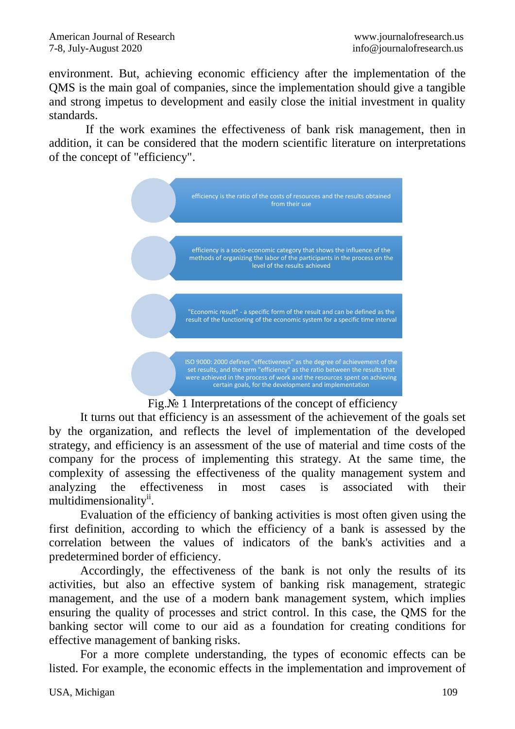environment. But, achieving economic efficiency after the implementation of the QMS is the main goal of companies, since the implementation should give a tangible and strong impetus to development and easily close the initial investment in quality standards.

If the work examines the effectiveness of bank risk management, then in addition, it can be considered that the modern scientific literature on interpretations of the concept of "efficiency".

- efficiency is the ratio of the costs of resources and the results obtained from their use
- efficiency is a socio-economic category that shows the influence of the methods of organizing the labor of the participants in the process on the level of the results achieved
- "Economic result" - a specific form of the result and can be defined as the result of the functioning of the economic system for a specific time interval
- ISO 9000: 2000 defines "effectiveness" as the degree of achievement of the set results, and the term "efficiency" as the ratio between the results that were achieved in the process of work and the resources spent on achieving certain goals, for the development and implementation

Fig.№ 1 Interpretations of the concept of efficiency

It turns out that efficiency is an assessment of the achievement of the goals set by the organization, and reflects the level of implementation of the developed strategy, and efficiency is an assessment of the use of material and time costs of the company for the process of implementing this strategy. At the same time, the complexity of assessing the effectiveness of the quality management system and analyzing the effectiveness in most cases is associated with their multidimensionality[ii].

Evaluation of the efficiency of banking activities is most often given using the first definition, according to which the efficiency of a bank is assessed by the correlation between the values of indicators of the bank's activities and a predetermined border of efficiency.

Accordingly, the effectiveness of the bank is not only the results of its activities, but also an effective system of banking risk management, strategic management, and the use of a modern bank management system, which implies ensuring the quality of processes and strict control. In this case, the QMS for the banking sector will come to our aid as a foundation for creating conditions for effective management of banking risks.

For a more complete understanding, the types of economic effects can be listed. For example, the economic effects in the implementation and improvement of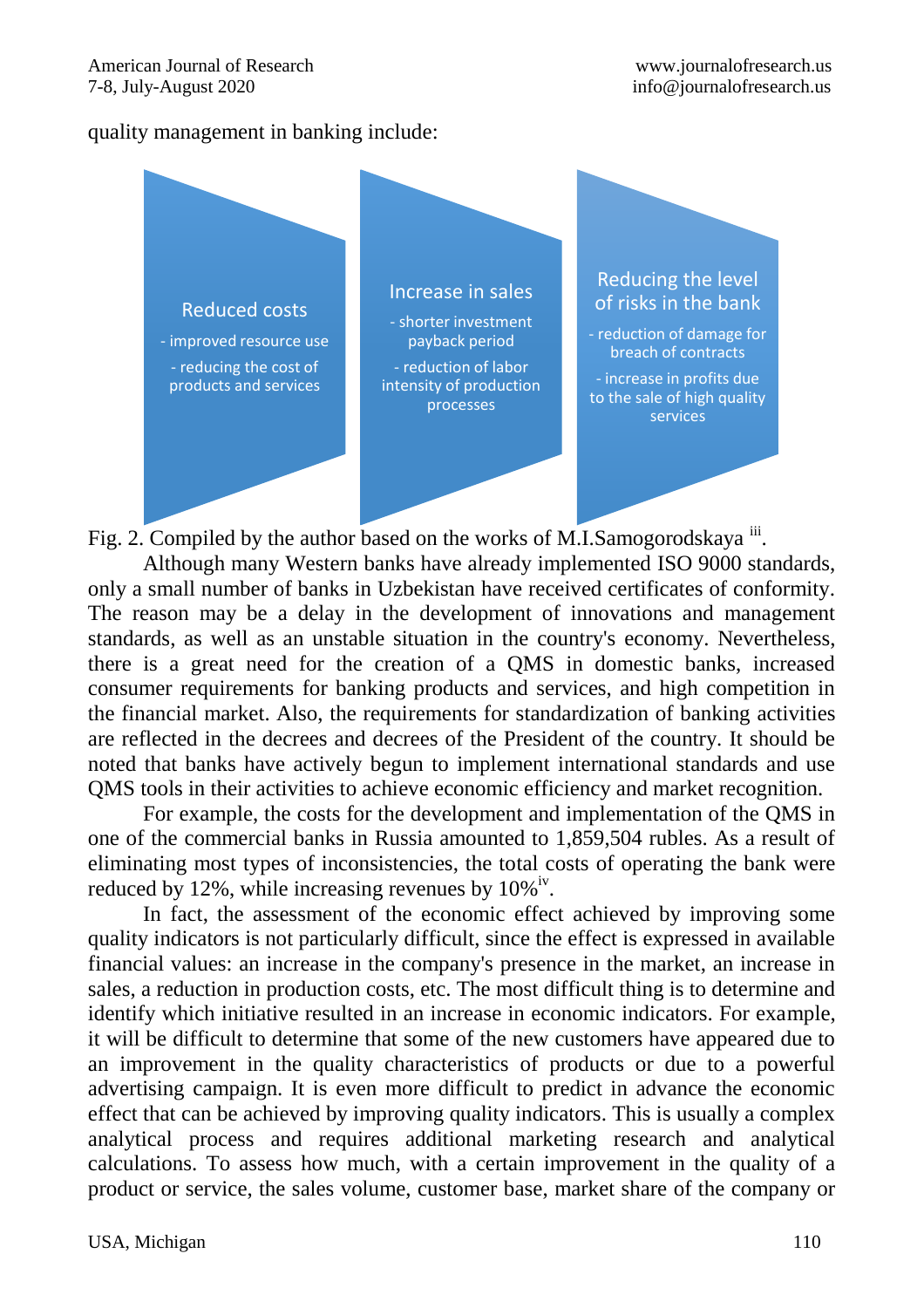quality management in banking include:

**Reduced costs**
- improved resource use
- reducing the cost of products and services

**Increase in sales**
- shorter investment payback period
- reduction of labor intensity of production processes

**Reducing the level of risks in the bank**
- reduction of damage for breach of contracts
- increase in profits due to the sale of high quality services

Fig. 2. Compiled by the author based on the works of M.I.Samogorodskaya [iii].

Although many Western banks have already implemented ISO 9000 standards, only a small number of banks in Uzbekistan have received certificates of conformity. The reason may be a delay in the development of innovations and management standards, as well as an unstable situation in the country's economy. Nevertheless, there is a great need for the creation of a QMS in domestic banks, increased consumer requirements for banking products and services, and high competition in the financial market. Also, the requirements for standardization of banking activities are reflected in the decrees and decrees of the President of the country. It should be noted that banks have actively begun to implement international standards and use QMS tools in their activities to achieve economic efficiency and market recognition.

For example, the costs for the development and implementation of the QMS in one of the commercial banks in Russia amounted to 1,859,504 rubles. As a result of eliminating most types of inconsistencies, the total costs of operating the bank were reduced by 12%, while increasing revenues by 10%[iv].

In fact, the assessment of the economic effect achieved by improving some quality indicators is not particularly difficult, since the effect is expressed in available financial values: an increase in the company's presence in the market, an increase in sales, a reduction in production costs, etc. The most difficult thing is to determine and identify which initiative resulted in an increase in economic indicators. For example, it will be difficult to determine that some of the new customers have appeared due to an improvement in the quality characteristics of products or due to a powerful advertising campaign. It is even more difficult to predict in advance the economic effect that can be achieved by improving quality indicators. This is usually a complex analytical process and requires additional marketing research and analytical calculations. To assess how much, with a certain improvement in the quality of a product or service, the sales volume, customer base, market share of the company or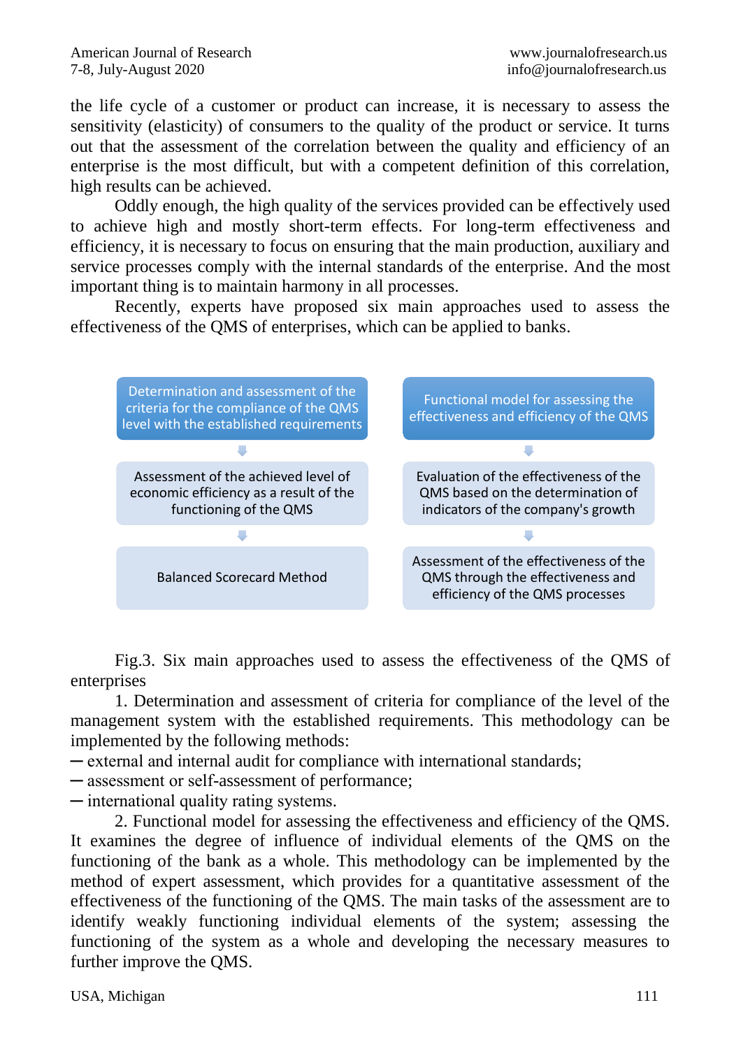the life cycle of a customer or product can increase, it is necessary to assess the sensitivity (elasticity) of consumers to the quality of the product or service. It turns out that the assessment of the correlation between the quality and efficiency of an enterprise is the most difficult, but with a competent definition of this correlation, high results can be achieved.

Oddly enough, the high quality of the services provided can be effectively used to achieve high and mostly short-term effects. For long-term effectiveness and efficiency, it is necessary to focus on ensuring that the main production, auxiliary and service processes comply with the internal standards of the enterprise. And the most important thing is to maintain harmony in all processes.

Recently, experts have proposed six main approaches used to assess the effectiveness of the QMS of enterprises, which can be applied to banks.

| | |
|---|---|
| Determination and assessment of the criteria for the compliance of the QMS level with the established requirements | Functional model for assessing the effectiveness and efficiency of the QMS |
| Assessment of the achieved level of economic efficiency as a result of the functioning of the QMS | Evaluation of the effectiveness of the QMS based on the determination of indicators of the company's growth |
| Balanced Scorecard Method | Assessment of the effectiveness of the QMS through the effectiveness and efficiency of the QMS processes |

Fig.3. Six main approaches used to assess the effectiveness of the QMS of enterprises

1. Determination and assessment of criteria for compliance of the level of the management system with the established requirements. This methodology can be implemented by the following methods:

- external and internal audit for compliance with international standards;
- assessment or self-assessment of performance;
- international quality rating systems.

2. Functional model for assessing the effectiveness and efficiency of the QMS. It examines the degree of influence of individual elements of the QMS on the functioning of the bank as a whole. This methodology can be implemented by the method of expert assessment, which provides for a quantitative assessment of the effectiveness of the functioning of the QMS. The main tasks of the assessment are to identify weakly functioning individual elements of the system; assessing the functioning of the system as a whole and developing the necessary measures to further improve the QMS.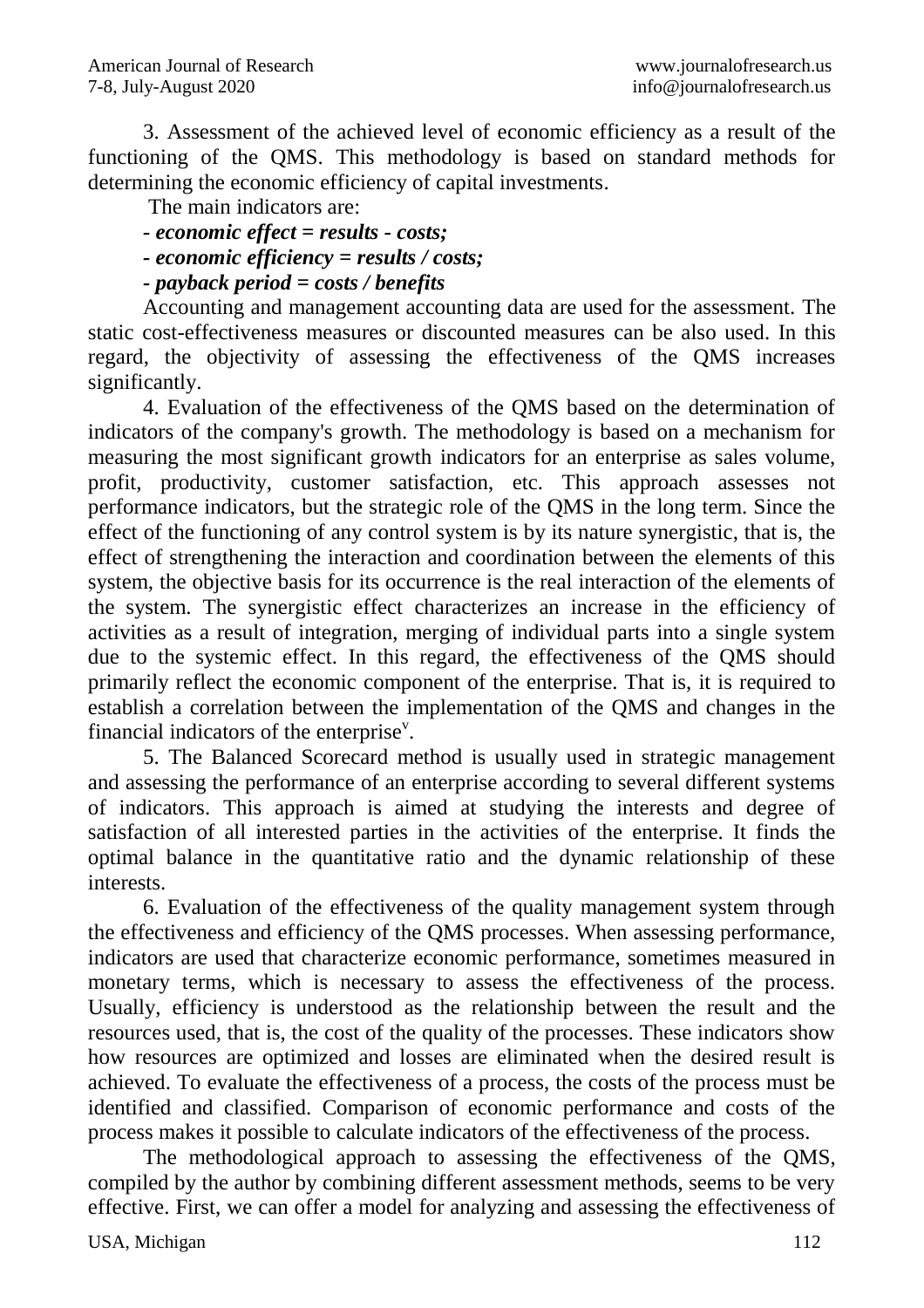3. Assessment of the achieved level of economic efficiency as a result of the functioning of the QMS. This methodology is based on standard methods for determining the economic efficiency of capital investments.

The main indicators are:

*- economic effect = results - costs;*

*- economic efficiency = results / costs;*

*- payback period = costs / benefits*

Accounting and management accounting data are used for the assessment. The static cost-effectiveness measures or discounted measures can be also used. In this regard, the objectivity of assessing the effectiveness of the QMS increases significantly.

4. Evaluation of the effectiveness of the QMS based on the determination of indicators of the company's growth. The methodology is based on a mechanism for measuring the most significant growth indicators for an enterprise as sales volume, profit, productivity, customer satisfaction, etc. This approach assesses not performance indicators, but the strategic role of the QMS in the long term. Since the effect of the functioning of any control system is by its nature synergistic, that is, the effect of strengthening the interaction and coordination between the elements of this system, the objective basis for its occurrence is the real interaction of the elements of the system. The synergistic effect characterizes an increase in the efficiency of activities as a result of integration, merging of individual parts into a single system due to the systemic effect. In this regard, the effectiveness of the QMS should primarily reflect the economic component of the enterprise. That is, it is required to establish a correlation between the implementation of the QMS and changes in the financial indicators of the enterprise[v].

5. The Balanced Scorecard method is usually used in strategic management and assessing the performance of an enterprise according to several different systems of indicators. This approach is aimed at studying the interests and degree of satisfaction of all interested parties in the activities of the enterprise. It finds the optimal balance in the quantitative ratio and the dynamic relationship of these interests.

6. Evaluation of the effectiveness of the quality management system through the effectiveness and efficiency of the QMS processes. When assessing performance, indicators are used that characterize economic performance, sometimes measured in monetary terms, which is necessary to assess the effectiveness of the process. Usually, efficiency is understood as the relationship between the result and the resources used, that is, the cost of the quality of the processes. These indicators show how resources are optimized and losses are eliminated when the desired result is achieved. To evaluate the effectiveness of a process, the costs of the process must be identified and classified. Comparison of economic performance and costs of the process makes it possible to calculate indicators of the effectiveness of the process.

The methodological approach to assessing the effectiveness of the QMS, compiled by the author by combining different assessment methods, seems to be very effective. First, we can offer a model for analyzing and assessing the effectiveness of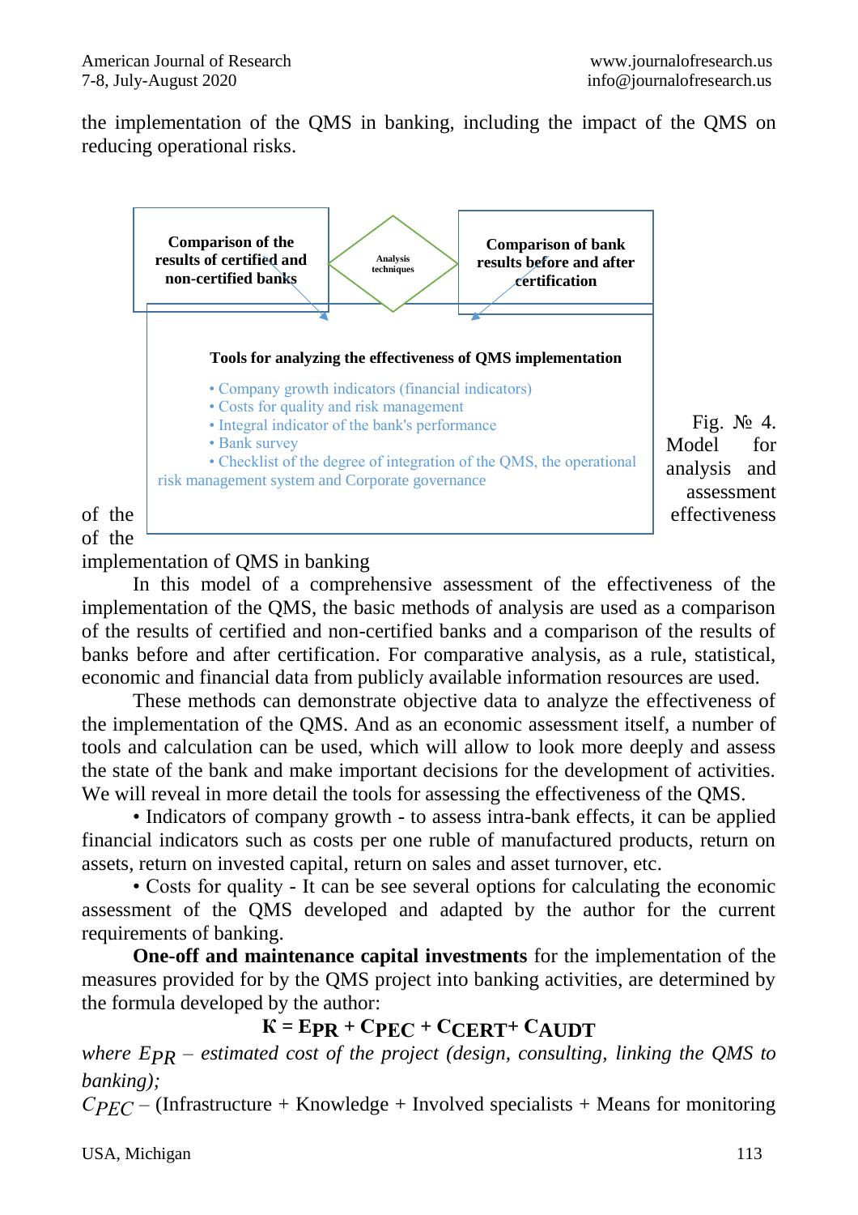the implementation of the QMS in banking, including the impact of the QMS on reducing operational risks.

**Comparison of the results of certified and non-certified banks**

Analysis techniques

**Comparison of bank results before and after certification**

**Tools for analyzing the effectiveness of QMS implementation**

- Company growth indicators (financial indicators)
- Costs for quality and risk management
- Integral indicator of the bank's performance
- Bank survey
- Checklist of the degree of integration of the QMS, the operational risk management system and Corporate governance

Fig. № 4. Model for analysis and assessment of the effectiveness of the implementation of QMS in banking

In this model of a comprehensive assessment of the effectiveness of the implementation of the QMS, the basic methods of analysis are used as a comparison of the results of certified and non-certified banks and a comparison of the results of banks before and after certification. For comparative analysis, as a rule, statistical, economic and financial data from publicly available information resources are used.

These methods can demonstrate objective data to analyze the effectiveness of the implementation of the QMS. And as an economic assessment itself, a number of tools and calculation can be used, which will allow to look more deeply and assess the state of the bank and make important decisions for the development of activities. We will reveal in more detail the tools for assessing the effectiveness of the QMS.

• Indicators of company growth - to assess intra-bank effects, it can be applied financial indicators such as costs per one ruble of manufactured products, return on assets, return on invested capital, return on sales and asset turnover, etc.

• Costs for quality - It can be see several options for calculating the economic assessment of the QMS developed and adapted by the author for the current requirements of banking.

**One-off and maintenance capital investments** for the implementation of the measures provided for by the QMS project into banking activities, are determined by the formula developed by the author:

$$K = E_{PR} + C_{PEC} + C_{CERT} + C_{AUDT}$$

*where* $E_{PR}$ *– estimated cost of the project (design, consulting, linking the QMS to banking);*

$C_{PEC}$ – (Infrastructure + Knowledge + Involved specialists + Means for monitoring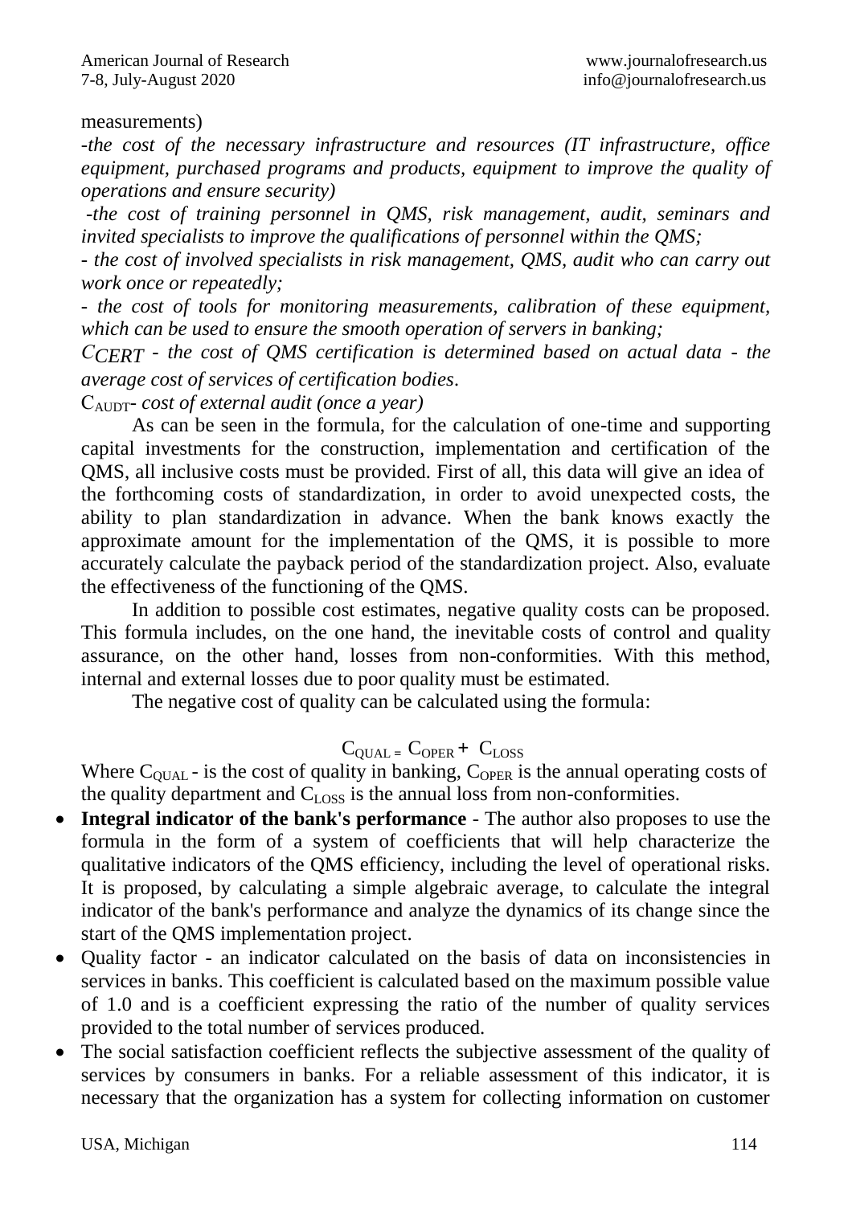measurements)

*-the cost of the necessary infrastructure and resources (IT infrastructure, office equipment, purchased programs and products, equipment to improve the quality of operations and ensure security)*

*-the cost of training personnel in QMS, risk management, audit, seminars and invited specialists to improve the qualifications of personnel within the QMS;*

*- the cost of involved specialists in risk management, QMS, audit who can carry out work once or repeatedly;*

*- the cost of tools for monitoring measurements, calibration of these equipment, which can be used to ensure the smooth operation of servers in banking;*

$C_{CERT}$ *- the cost of QMS certification is determined based on actual data - the average cost of services of certification bodies*.

$C_{AUDT}$*- cost of external audit (once a year)*

As can be seen in the formula, for the calculation of one-time and supporting capital investments for the construction, implementation and certification of the QMS, all inclusive costs must be provided. First of all, this data will give an idea of the forthcoming costs of standardization, in order to avoid unexpected costs, the ability to plan standardization in advance. When the bank knows exactly the approximate amount for the implementation of the QMS, it is possible to more accurately calculate the payback period of the standardization project. Also, evaluate the effectiveness of the functioning of the QMS.

In addition to possible cost estimates, negative quality costs can be proposed. This formula includes, on the one hand, the inevitable costs of control and quality assurance, on the other hand, losses from non-conformities. With this method, internal and external losses due to poor quality must be estimated.

The negative cost of quality can be calculated using the formula:

$$C_{QUAL} = C_{OPER} + C_{LOSS}$$

Where $C_{QUAL}$ - is the cost of quality in banking, $C_{OPER}$ is the annual operating costs of the quality department and $C_{LOSS}$ is the annual loss from non-conformities.

- **Integral indicator of the bank's performance** - The author also proposes to use the formula in the form of a system of coefficients that will help characterize the qualitative indicators of the QMS efficiency, including the level of operational risks. It is proposed, by calculating a simple algebraic average, to calculate the integral indicator of the bank's performance and analyze the dynamics of its change since the start of the QMS implementation project.
- Quality factor - an indicator calculated on the basis of data on inconsistencies in services in banks. This coefficient is calculated based on the maximum possible value of 1.0 and is a coefficient expressing the ratio of the number of quality services provided to the total number of services produced.
- The social satisfaction coefficient reflects the subjective assessment of the quality of services by consumers in banks. For a reliable assessment of this indicator, it is necessary that the organization has a system for collecting information on customer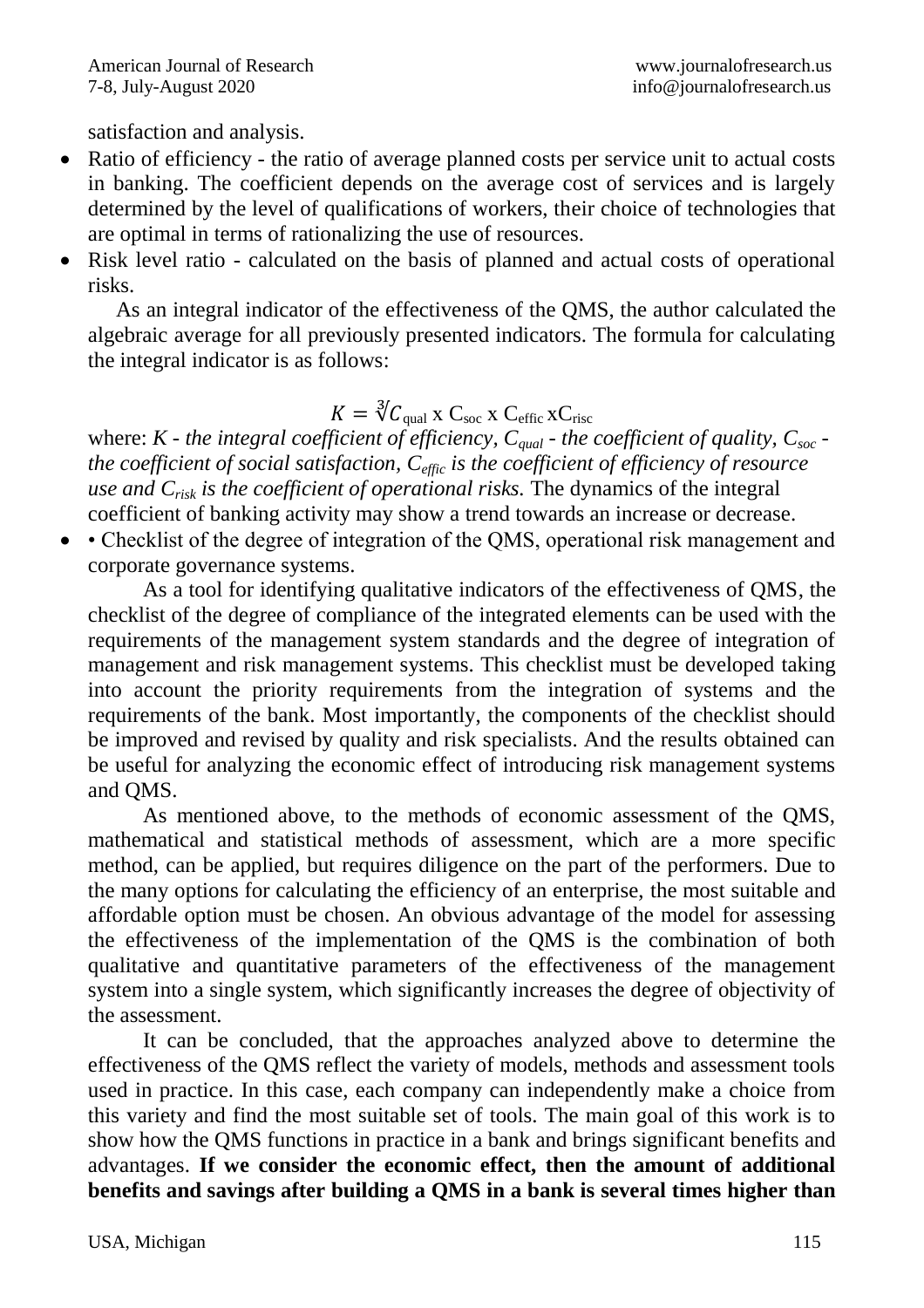satisfaction and analysis.

- Ratio of efficiency - the ratio of average planned costs per service unit to actual costs in banking. The coefficient depends on the average cost of services and is largely determined by the level of qualifications of workers, their choice of technologies that are optimal in terms of rationalizing the use of resources.
- Risk level ratio - calculated on the basis of planned and actual costs of operational risks.

As an integral indicator of the effectiveness of the QMS, the author calculated the algebraic average for all previously presented indicators. The formula for calculating the integral indicator is as follows:

$$K = \sqrt[3]{C_{\text{qual}} \times C_{\text{soc}} \times C_{\text{effic}} \times C_{\text{risc}}}$$

where: *K - the integral coefficient of efficiency, $C_{qual}$ - the coefficient of quality, $C_{soc}$ - the coefficient of social satisfaction, $C_{effic}$ is the coefficient of efficiency of resource use and $C_{risk}$ is the coefficient of operational risks.* The dynamics of the integral coefficient of banking activity may show a trend towards an increase or decrease.

- • Checklist of the degree of integration of the QMS, operational risk management and corporate governance systems.

As a tool for identifying qualitative indicators of the effectiveness of QMS, the checklist of the degree of compliance of the integrated elements can be used with the requirements of the management system standards and the degree of integration of management and risk management systems. This checklist must be developed taking into account the priority requirements from the integration of systems and the requirements of the bank. Most importantly, the components of the checklist should be improved and revised by quality and risk specialists. And the results obtained can be useful for analyzing the economic effect of introducing risk management systems and QMS.

As mentioned above, to the methods of economic assessment of the QMS, mathematical and statistical methods of assessment, which are a more specific method, can be applied, but requires diligence on the part of the performers. Due to the many options for calculating the efficiency of an enterprise, the most suitable and affordable option must be chosen. An obvious advantage of the model for assessing the effectiveness of the implementation of the QMS is the combination of both qualitative and quantitative parameters of the effectiveness of the management system into a single system, which significantly increases the degree of objectivity of the assessment.

It can be concluded, that the approaches analyzed above to determine the effectiveness of the QMS reflect the variety of models, methods and assessment tools used in practice. In this case, each company can independently make a choice from this variety and find the most suitable set of tools. The main goal of this work is to show how the QMS functions in practice in a bank and brings significant benefits and advantages. **If we consider the economic effect, then the amount of additional benefits and savings after building a QMS in a bank is several times higher than**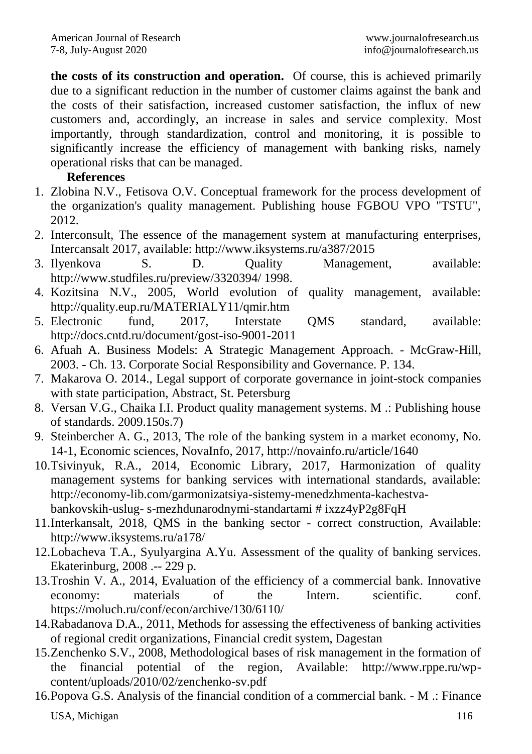**the costs of its construction and operation.** Of course, this is achieved primarily due to a significant reduction in the number of customer claims against the bank and the costs of their satisfaction, increased customer satisfaction, the influx of new customers and, accordingly, an increase in sales and service complexity. Most importantly, through standardization, control and monitoring, it is possible to significantly increase the efficiency of management with banking risks, namely operational risks that can be managed.

**References**

1. Zlobina N.V., Fetisova O.V. Conceptual framework for the process development of the organization's quality management. Publishing house FGBOU VPO "TSTU", 2012.
2. Interconsult, The essence of the management system at manufacturing enterprises, Intercansalt 2017, available: http://www.iksystems.ru/a387/2015
3. Ilyenkova S. D. Quality Management, available: http://www.studfiles.ru/preview/3320394/ 1998.
4. Kozitsina N.V., 2005, World evolution of quality management, available: http://quality.eup.ru/MATERIALY11/qmir.htm
5. Electronic fund, 2017, Interstate QMS standard, available: http://docs.cntd.ru/document/gost-iso-9001-2011
6. Afuah A. Business Models: A Strategic Management Approach. - McGraw-Hill, 2003. - Ch. 13. Corporate Social Responsibility and Governance. P. 134.
7. Makarova O. 2014., Legal support of corporate governance in joint-stock companies with state participation, Abstract, St. Petersburg
8. Versan V.G., Chaika I.I. Product quality management systems. M .: Publishing house of standards. 2009.150s.7)
9. Steinbercher A. G., 2013, The role of the banking system in a market economy, No. 14-1, Economic sciences, NovaInfo, 2017, http://novainfo.ru/article/1640
10. Tsivinyuk, R.A., 2014, Economic Library, 2017, Harmonization of quality management systems for banking services with international standards, available: http://economy-lib.com/garmonizatsiya-sistemy-menedzhmenta-kachestva-bankovskih-uslug- s-mezhdunarodnymi-standartami # ixzz4yP2g8FqH
11. Interkansalt, 2018, QMS in the banking sector - correct construction, Available: http://www.iksystems.ru/a178/
12. Lobacheva T.A., Syulyargina A.Yu. Assessment of the quality of banking services. Ekaterinburg, 2008 .-- 229 p.
13. Troshin V. A., 2014, Evaluation of the efficiency of a commercial bank. Innovative economy: materials of the Intern. scientific. conf. https://moluch.ru/conf/econ/archive/130/6110/
14. Rabadanova D.A., 2011, Methods for assessing the effectiveness of banking activities of regional credit organizations, Financial credit system, Dagestan
15. Zenchenko S.V., 2008, Methodological bases of risk management in the formation of the financial potential of the region, Available: http://www.rppe.ru/wp-content/uploads/2010/02/zenchenko-sv.pdf
16. Popova G.S. Analysis of the financial condition of a commercial bank. - M .: Finance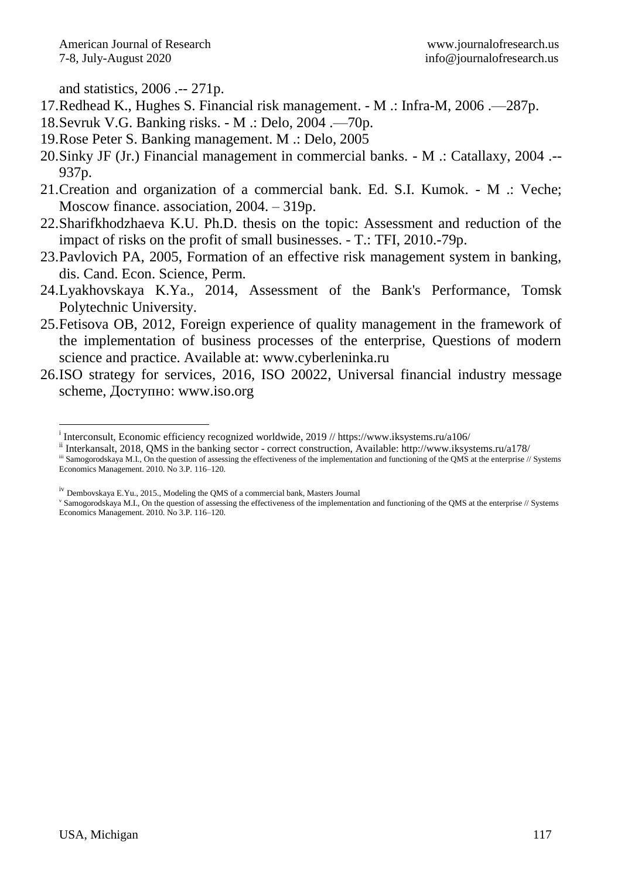and statistics, 2006 .-- 271p.

17. Redhead K., Hughes S. Financial risk management. - M .: Infra-M, 2006 .—287p.
18. Sevruk V.G. Banking risks. - M .: Delo, 2004 .—70p.
19. Rose Peter S. Banking management. M .: Delo, 2005
20. Sinky JF (Jr.) Financial management in commercial banks. - M .: Catallaxy, 2004 .-- 937p.
21. Creation and organization of a commercial bank. Ed. S.I. Kumok. - M .: Veche; Moscow finance. association, 2004. – 319p.
22. Sharifkhodzhaeva K.U. Ph.D. thesis on the topic: Assessment and reduction of the impact of risks on the profit of small businesses. - T.: TFI, 2010.-79p.
23. Pavlovich PA, 2005, Formation of an effective risk management system in banking, dis. Cand. Econ. Science, Perm.
24. Lyakhovskaya K.Ya., 2014, Assessment of the Bank's Performance, Tomsk Polytechnic University.
25. Fetisova OB, 2012, Foreign experience of quality management in the framework of the implementation of business processes of the enterprise, Questions of modern science and practice. Available at: www.cyberleninka.ru
26. ISO strategy for services, 2016, ISO 20022, Universal financial industry message scheme, Доступно: www.iso.org

---

[i] Interconsult, Economic efficiency recognized worldwide, 2019 // https://www.iksystems.ru/a106/

[ii] Interkansalt, 2018, QMS in the banking sector - correct construction, Available: http://www.iksystems.ru/a178/

[iii] Samogorodskaya M.I., On the question of assessing the effectiveness of the implementation and functioning of the QMS at the enterprise // Systems Economics Management. 2010. No 3.P. 116–120.

[iv] Dembovskaya E.Yu., 2015., Modeling the QMS of a commercial bank, Masters Journal

[v] Samogorodskaya M.I., On the question of assessing the effectiveness of the implementation and functioning of the QMS at the enterprise // Systems Economics Management. 2010. No 3.P. 116–120.